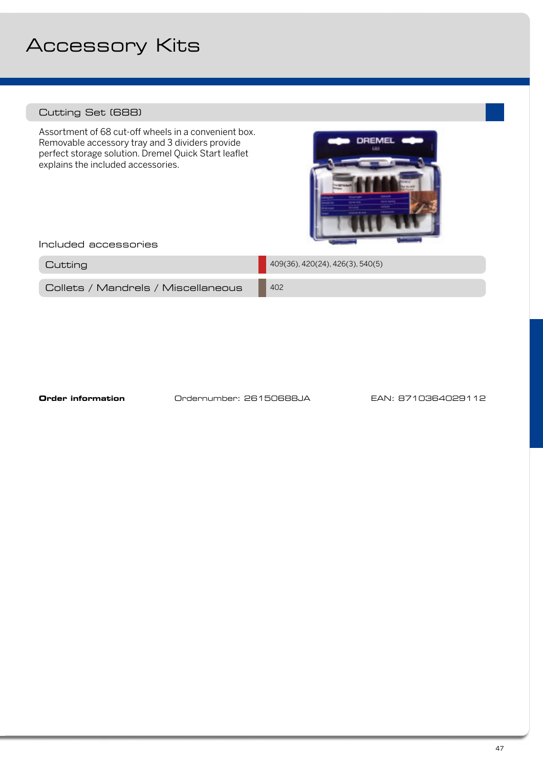# Accessory Kits

## Cutting Set (688)

Assortment of 68 cut-off wheels in a convenient box. Removable accessory tray and 3 dividers provide perfect storage solution. Dremel Quick Start leaflet explains the included accessories.

### Included accessories

| | |
|---|---|
| Cutting | 409(36), 420(24), 426(3), 540(5) |
| Collets / Mandrels / Miscellaneous | 402 |

**Order information** Ordernumber: 26150688JA EAN: 8710364029112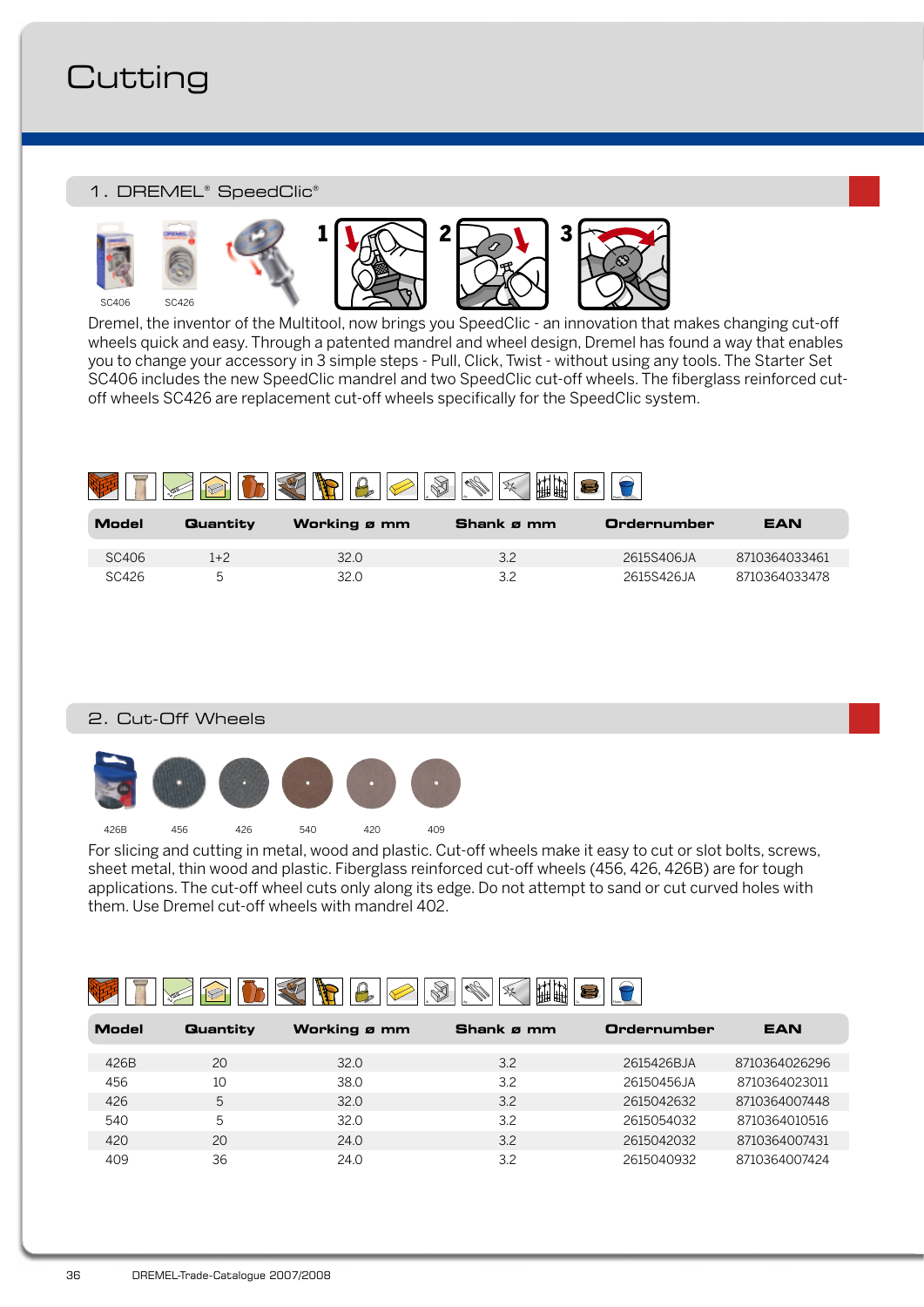# Cutting

## 1. DREMEL® SpeedClic®

SC406 SC426

1 2 3

Dremel, the inventor of the Multitool, now brings you SpeedClic - an innovation that makes changing cut-off wheels quick and easy. Through a patented mandrel and wheel design, Dremel has found a way that enables you to change your accessory in 3 simple steps - Pull, Click, Twist - without using any tools. The Starter Set SC406 includes the new SpeedClic mandrel and two SpeedClic cut-off wheels. The fiberglass reinforced cut-off wheels SC426 are replacement cut-off wheels specifically for the SpeedClic system.

| Model | Quantity | Working ø mm | Shank ø mm | Ordernumber | EAN |
|---|---|---|---|---|---|
| SC406 | 1+2 | 32.0 | 3.2 | 2615S406JA | 8710364033461 |
| SC426 | 5 | 32.0 | 3.2 | 2615S426JA | 8710364033478 |

## 2. Cut-Off Wheels

426B 456 426 540 420 409

For slicing and cutting in metal, wood and plastic. Cut-off wheels make it easy to cut or slot bolts, screws, sheet metal, thin wood and plastic. Fiberglass reinforced cut-off wheels (456, 426, 426B) are for tough applications. The cut-off wheel cuts only along its edge. Do not attempt to sand or cut curved holes with them. Use Dremel cut-off wheels with mandrel 402.

| Model | Quantity | Working ø mm | Shank ø mm | Ordernumber | EAN |
|---|---|---|---|---|---|
| 426B | 20 | 32.0 | 3.2 | 2615426BJA | 8710364026296 |
| 456 | 10 | 38.0 | 3.2 | 26150456JA | 8710364023011 |
| 426 | 5 | 32.0 | 3.2 | 2615042632 | 8710364007448 |
| 540 | 5 | 32.0 | 3.2 | 2615054032 | 8710364010516 |
| 420 | 20 | 24.0 | 3.2 | 2615042032 | 8710364007431 |
| 409 | 36 | 24.0 | 3.2 | 2615040932 | 8710364007424 |